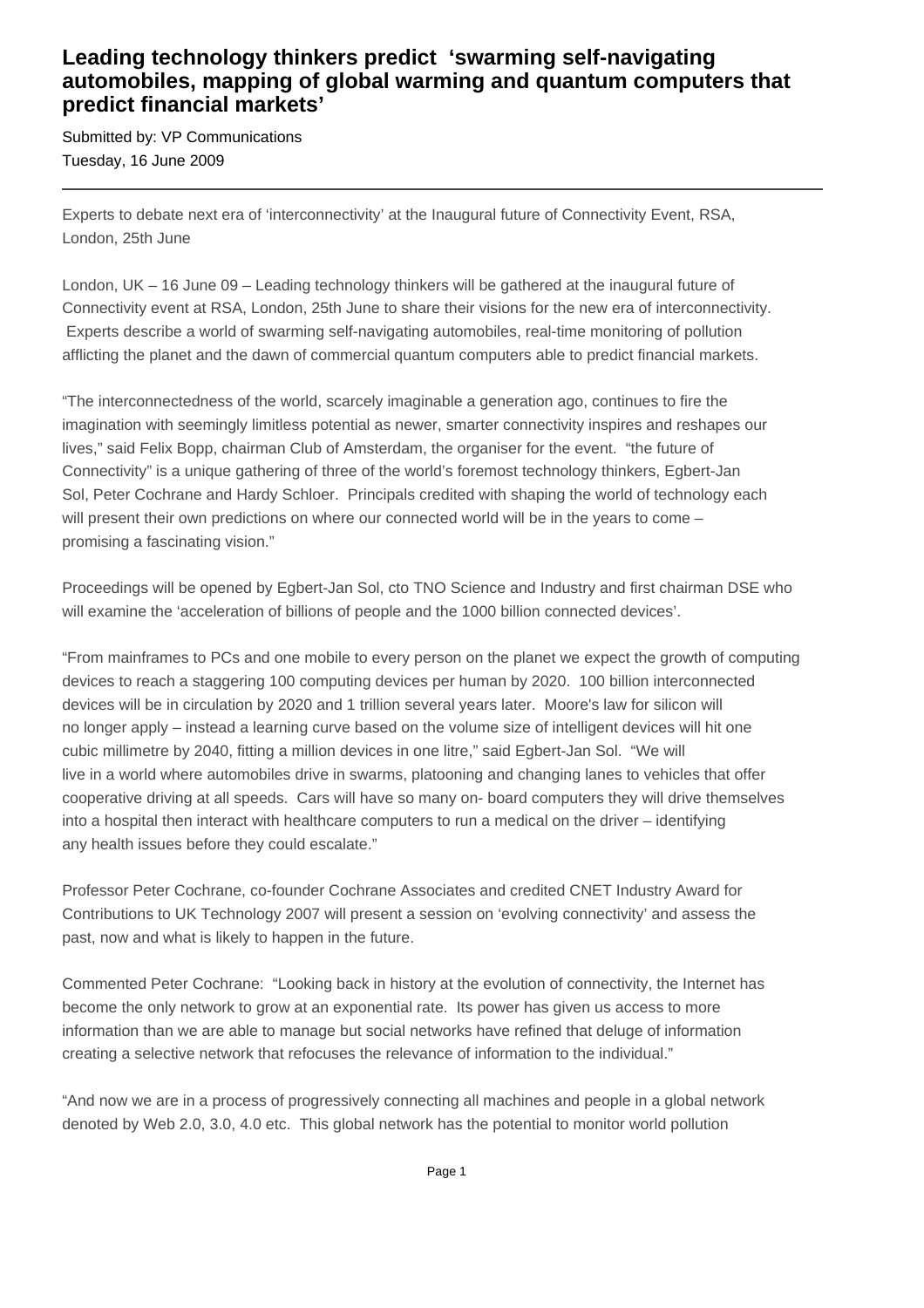# Leading technology thinkers predict 'swarming self-navigating automobiles, mapping of global warming and quantum computers that predict financial markets'

Submitted by: VP Communications
Tuesday, 16 June 2009

---

Experts to debate next era of 'interconnectivity' at the Inaugural future of Connectivity Event, RSA, London, 25th June

London, UK – 16 June 09 – Leading technology thinkers will be gathered at the inaugural future of Connectivity event at RSA, London, 25th June to share their visions for the new era of interconnectivity. Experts describe a world of swarming self-navigating automobiles, real-time monitoring of pollution afflicting the planet and the dawn of commercial quantum computers able to predict financial markets.

"The interconnectedness of the world, scarcely imaginable a generation ago, continues to fire the imagination with seemingly limitless potential as newer, smarter connectivity inspires and reshapes our lives," said Felix Bopp, chairman Club of Amsterdam, the organiser for the event. "the future of Connectivity" is a unique gathering of three of the world's foremost technology thinkers, Egbert-Jan Sol, Peter Cochrane and Hardy Schloer. Principals credited with shaping the world of technology each will present their own predictions on where our connected world will be in the years to come – promising a fascinating vision."

Proceedings will be opened by Egbert-Jan Sol, cto TNO Science and Industry and first chairman DSE who will examine the 'acceleration of billions of people and the 1000 billion connected devices'.

"From mainframes to PCs and one mobile to every person on the planet we expect the growth of computing devices to reach a staggering 100 computing devices per human by 2020. 100 billion interconnected devices will be in circulation by 2020 and 1 trillion several years later. Moore's law for silicon will no longer apply – instead a learning curve based on the volume size of intelligent devices will hit one cubic millimetre by 2040, fitting a million devices in one litre," said Egbert-Jan Sol. "We will live in a world where automobiles drive in swarms, platooning and changing lanes to vehicles that offer cooperative driving at all speeds. Cars will have so many on- board computers they will drive themselves into a hospital then interact with healthcare computers to run a medical on the driver – identifying any health issues before they could escalate."

Professor Peter Cochrane, co-founder Cochrane Associates and credited CNET Industry Award for Contributions to UK Technology 2007 will present a session on 'evolving connectivity' and assess the past, now and what is likely to happen in the future.

Commented Peter Cochrane: "Looking back in history at the evolution of connectivity, the Internet has become the only network to grow at an exponential rate. Its power has given us access to more information than we are able to manage but social networks have refined that deluge of information creating a selective network that refocuses the relevance of information to the individual."

"And now we are in a process of progressively connecting all machines and people in a global network denoted by Web 2.0, 3.0, 4.0 etc. This global network has the potential to monitor world pollution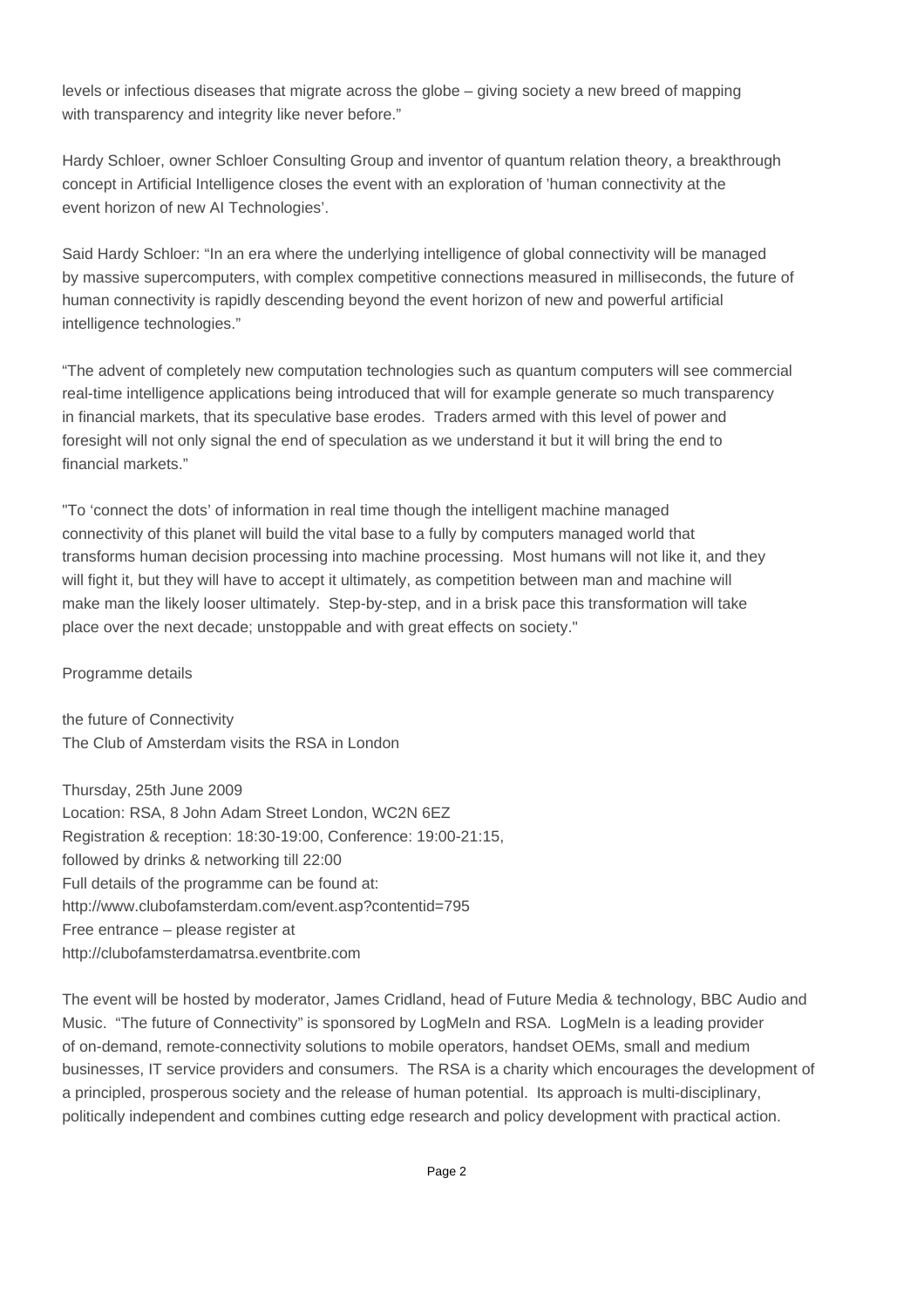levels or infectious diseases that migrate across the globe – giving society a new breed of mapping with transparency and integrity like never before."

Hardy Schloer, owner Schloer Consulting Group and inventor of quantum relation theory, a breakthrough concept in Artificial Intelligence closes the event with an exploration of 'human connectivity at the event horizon of new AI Technologies'.

Said Hardy Schloer: "In an era where the underlying intelligence of global connectivity will be managed by massive supercomputers, with complex competitive connections measured in milliseconds, the future of human connectivity is rapidly descending beyond the event horizon of new and powerful artificial intelligence technologies."

"The advent of completely new computation technologies such as quantum computers will see commercial real-time intelligence applications being introduced that will for example generate so much transparency in financial markets, that its speculative base erodes. Traders armed with this level of power and foresight will not only signal the end of speculation as we understand it but it will bring the end to financial markets."

"To 'connect the dots' of information in real time though the intelligent machine managed connectivity of this planet will build the vital base to a fully by computers managed world that transforms human decision processing into machine processing. Most humans will not like it, and they will fight it, but they will have to accept it ultimately, as competition between man and machine will make man the likely looser ultimately. Step-by-step, and in a brisk pace this transformation will take place over the next decade; unstoppable and with great effects on society."

Programme details

the future of Connectivity
The Club of Amsterdam visits the RSA in London

Thursday, 25th June 2009
Location: RSA, 8 John Adam Street London, WC2N 6EZ
Registration & reception: 18:30-19:00, Conference: 19:00-21:15,
followed by drinks & networking till 22:00
Full details of the programme can be found at:
http://www.clubofamsterdam.com/event.asp?contentid=795
Free entrance – please register at
http://clubofamsterdamatrsa.eventbrite.com

The event will be hosted by moderator, James Cridland, head of Future Media & technology, BBC Audio and Music. "The future of Connectivity" is sponsored by LogMeIn and RSA. LogMeIn is a leading provider of on-demand, remote-connectivity solutions to mobile operators, handset OEMs, small and medium businesses, IT service providers and consumers. The RSA is a charity which encourages the development of a principled, prosperous society and the release of human potential. Its approach is multi-disciplinary, politically independent and combines cutting edge research and policy development with practical action.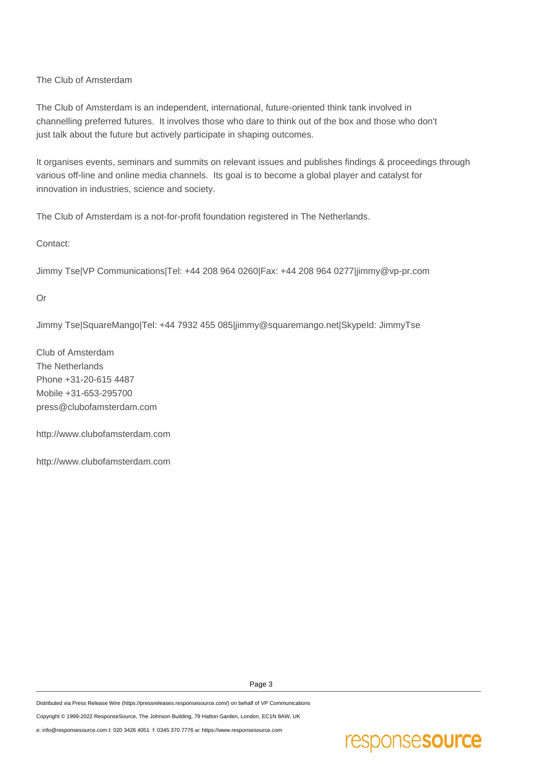The Club of Amsterdam

The Club of Amsterdam is an independent, international, future-oriented think tank involved in channelling preferred futures. It involves those who dare to think out of the box and those who don't just talk about the future but actively participate in shaping outcomes.

It organises events, seminars and summits on relevant issues and publishes findings & proceedings through various off-line and online media channels. Its goal is to become a global player and catalyst for innovation in industries, science and society.

The Club of Amsterdam is a not-for-profit foundation registered in The Netherlands.

Contact:

Jimmy Tse|VP Communications|Tel: +44 208 964 0260|Fax: +44 208 964 0277|jimmy@vp-pr.com

Or

Jimmy Tse|SquareMango|Tel: +44 7932 455 085|jimmy@squaremango.net|SkypeId: JimmyTse

Club of Amsterdam
The Netherlands
Phone +31-20-615 4487
Mobile +31-653-295700
press@clubofamsterdam.com

http://www.clubofamsterdam.com

http://www.clubofamsterdam.com

Distributed via Press Release Wire (https://pressreleases.responsesource.com/) on behalf of VP Communications

Copyright © 1999-2022 ResponseSource, The Johnson Building, 79 Hatton Garden, London, EC1N 8AW, UK

e: info@responsesource.com t: 020 3426 4051 f: 0345 370 7776 w: https://www.responsesource.com

responsesource